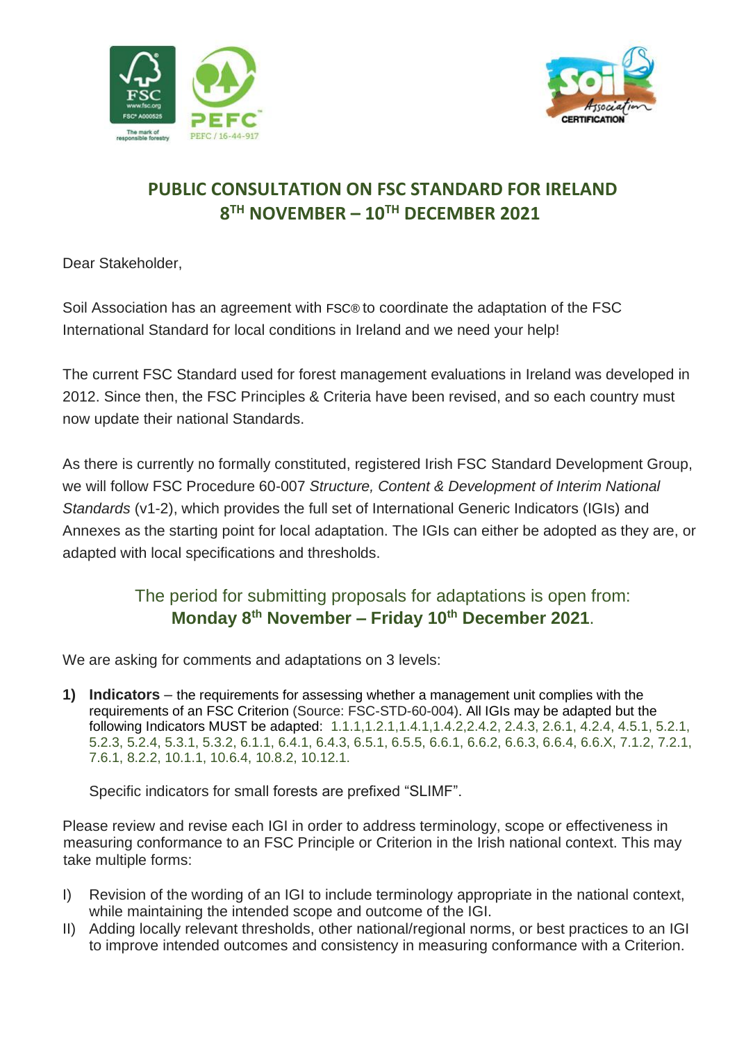## PUBLIC CONSULTATION ON FSC STANDARD FOR IRELAND
## 8TH NOVEMBER – 10TH DECEMBER 2021

Dear Stakeholder,

Soil Association has an agreement with FSC® to coordinate the adaptation of the FSC International Standard for local conditions in Ireland and we need your help!

The current FSC Standard used for forest management evaluations in Ireland was developed in 2012. Since then, the FSC Principles & Criteria have been revised, and so each country must now update their national Standards.

As there is currently no formally constituted, registered Irish FSC Standard Development Group, we will follow FSC Procedure 60-007 *Structure, Content & Development of Interim National Standards* (v1-2), which provides the full set of International Generic Indicators (IGIs) and Annexes as the starting point for local adaptation. The IGIs can either be adopted as they are, or adapted with local specifications and thresholds.

The period for submitting proposals for adaptations is open from:
**Monday 8th November – Friday 10th December 2021**.

We are asking for comments and adaptations on 3 levels:

1) **Indicators** – the requirements for assessing whether a management unit complies with the requirements of an FSC Criterion (Source: FSC-STD-60-004). All IGIs may be adapted but the following Indicators MUST be adapted: 1.1.1,1.2.1,1.4.1,1.4.2,2.4.2, 2.4.3, 2.6.1, 4.2.4, 4.5.1, 5.2.1, 5.2.3, 5.2.4, 5.3.1, 5.3.2, 6.1.1, 6.4.1, 6.4.3, 6.5.1, 6.5.5, 6.6.1, 6.6.2, 6.6.3, 6.6.4, 6.6.X, 7.1.2, 7.2.1, 7.6.1, 8.2.2, 10.1.1, 10.6.4, 10.8.2, 10.12.1.

   Specific indicators for small forests are prefixed "SLIMF".

Please review and revise each IGI in order to address terminology, scope or effectiveness in measuring conformance to an FSC Principle or Criterion in the Irish national context. This may take multiple forms:

I) Revision of the wording of an IGI to include terminology appropriate in the national context, while maintaining the intended scope and outcome of the IGI.
II) Adding locally relevant thresholds, other national/regional norms, or best practices to an IGI to improve intended outcomes and consistency in measuring conformance with a Criterion.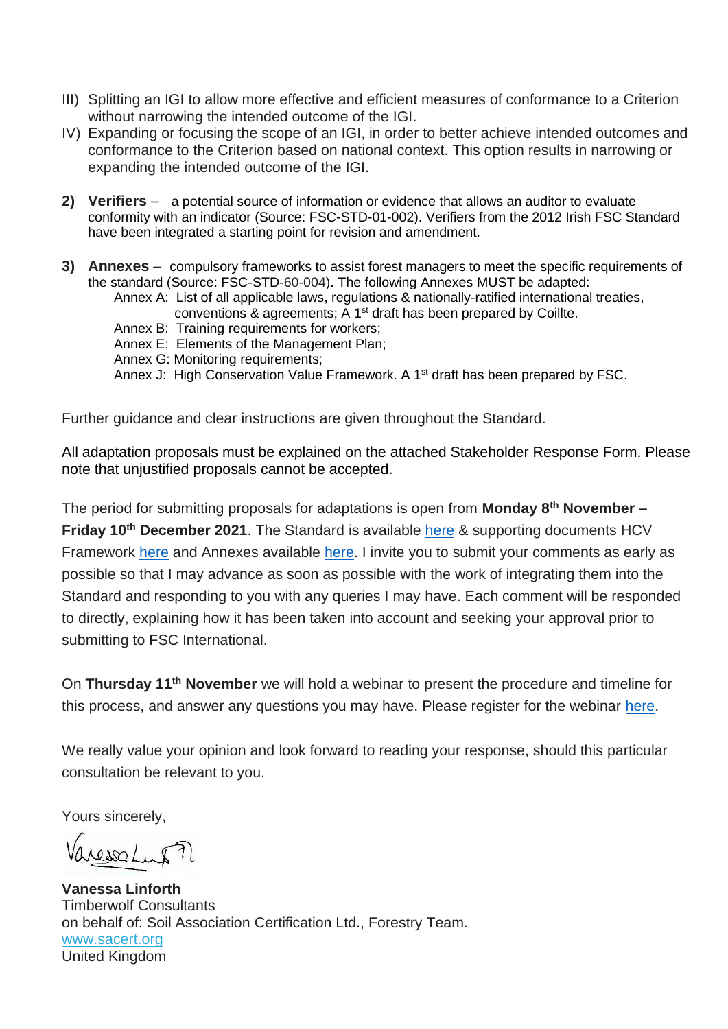III) Splitting an IGI to allow more effective and efficient measures of conformance to a Criterion without narrowing the intended outcome of the IGI.

IV) Expanding or focusing the scope of an IGI, in order to better achieve intended outcomes and conformance to the Criterion based on national context. This option results in narrowing or expanding the intended outcome of the IGI.

**2) Verifiers** – a potential source of information or evidence that allows an auditor to evaluate conformity with an indicator (Source: FSC-STD-01-002). Verifiers from the 2012 Irish FSC Standard have been integrated a starting point for revision and amendment.

**3) Annexes** – compulsory frameworks to assist forest managers to meet the specific requirements of the standard (Source: FSC-STD-60-004). The following Annexes MUST be adapted:

- Annex A: List of all applicable laws, regulations & nationally-ratified international treaties, conventions & agreements; A 1st draft has been prepared by Coillte.
- Annex B: Training requirements for workers;
- Annex E: Elements of the Management Plan;
- Annex G: Monitoring requirements;
- Annex J: High Conservation Value Framework. A 1st draft has been prepared by FSC.

Further guidance and clear instructions are given throughout the Standard.

All adaptation proposals must be explained on the attached Stakeholder Response Form. Please note that unjustified proposals cannot be accepted.

The period for submitting proposals for adaptations is open from **Monday 8th November – Friday 10th December 2021**. The Standard is available here & supporting documents HCV Framework here and Annexes available here. I invite you to submit your comments as early as possible so that I may advance as soon as possible with the work of integrating them into the Standard and responding to you with any queries I may have. Each comment will be responded to directly, explaining how it has been taken into account and seeking your approval prior to submitting to FSC International.

On **Thursday 11th November** we will hold a webinar to present the procedure and timeline for this process, and answer any questions you may have. Please register for the webinar here.

We really value your opinion and look forward to reading your response, should this particular consultation be relevant to you.

Yours sincerely,

**Vanessa Linforth**
Timberwolf Consultants
on behalf of: Soil Association Certification Ltd., Forestry Team.
www.sacert.org
United Kingdom